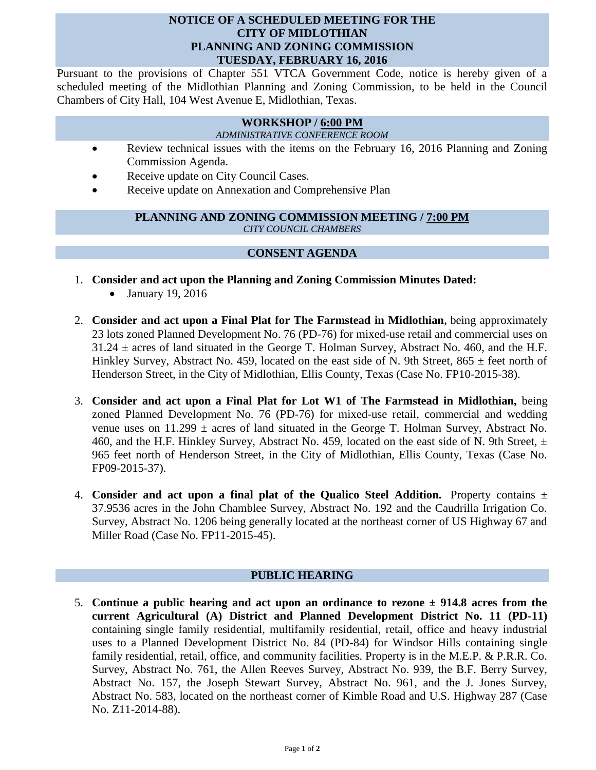# NOTICE OF A SCHEDULED MEETING FOR THE CITY OF MIDLOTHIAN PLANNING AND ZONING COMMISSION TUESDAY, FEBRUARY 16, 2016

Pursuant to the provisions of Chapter 551 VTCA Government Code, notice is hereby given of a scheduled meeting of the Midlothian Planning and Zoning Commission, to be held in the Council Chambers of City Hall, 104 West Avenue E, Midlothian, Texas.

## WORKSHOP / 6:00 PM

*ADMINISTRATIVE CONFERENCE ROOM*

- Review technical issues with the items on the February 16, 2016 Planning and Zoning Commission Agenda.
- Receive update on City Council Cases.
- Receive update on Annexation and Comprehensive Plan

## PLANNING AND ZONING COMMISSION MEETING / 7:00 PM

*CITY COUNCIL CHAMBERS*

## CONSENT AGENDA

1. **Consider and act upon the Planning and Zoning Commission Minutes Dated:**
   - January 19, 2016

2. **Consider and act upon a Final Plat for The Farmstead in Midlothian**, being approximately 23 lots zoned Planned Development No. 76 (PD-76) for mixed-use retail and commercial uses on 31.24 ± acres of land situated in the George T. Holman Survey, Abstract No. 460, and the H.F. Hinkley Survey, Abstract No. 459, located on the east side of N. 9th Street, 865 ± feet north of Henderson Street, in the City of Midlothian, Ellis County, Texas (Case No. FP10-2015-38).

3. **Consider and act upon a Final Plat for Lot W1 of The Farmstead in Midlothian,** being zoned Planned Development No. 76 (PD-76) for mixed-use retail, commercial and wedding venue uses on 11.299 ± acres of land situated in the George T. Holman Survey, Abstract No. 460, and the H.F. Hinkley Survey, Abstract No. 459, located on the east side of N. 9th Street, ± 965 feet north of Henderson Street, in the City of Midlothian, Ellis County, Texas (Case No. FP09-2015-37).

4. **Consider and act upon a final plat of the Qualico Steel Addition.** Property contains ± 37.9536 acres in the John Chamblee Survey, Abstract No. 192 and the Caudrilla Irrigation Co. Survey, Abstract No. 1206 being generally located at the northeast corner of US Highway 67 and Miller Road (Case No. FP11-2015-45).

## PUBLIC HEARING

5. **Continue a public hearing and act upon an ordinance to rezone ± 914.8 acres from the current Agricultural (A) District and Planned Development District No. 11 (PD-11)** containing single family residential, multifamily residential, retail, office and heavy industrial uses to a Planned Development District No. 84 (PD-84) for Windsor Hills containing single family residential, retail, office, and community facilities. Property is in the M.E.P. & P.R.R. Co. Survey, Abstract No. 761, the Allen Reeves Survey, Abstract No. 939, the B.F. Berry Survey, Abstract No. 157, the Joseph Stewart Survey, Abstract No. 961, and the J. Jones Survey, Abstract No. 583, located on the northeast corner of Kimble Road and U.S. Highway 287 (Case No. Z11-2014-88).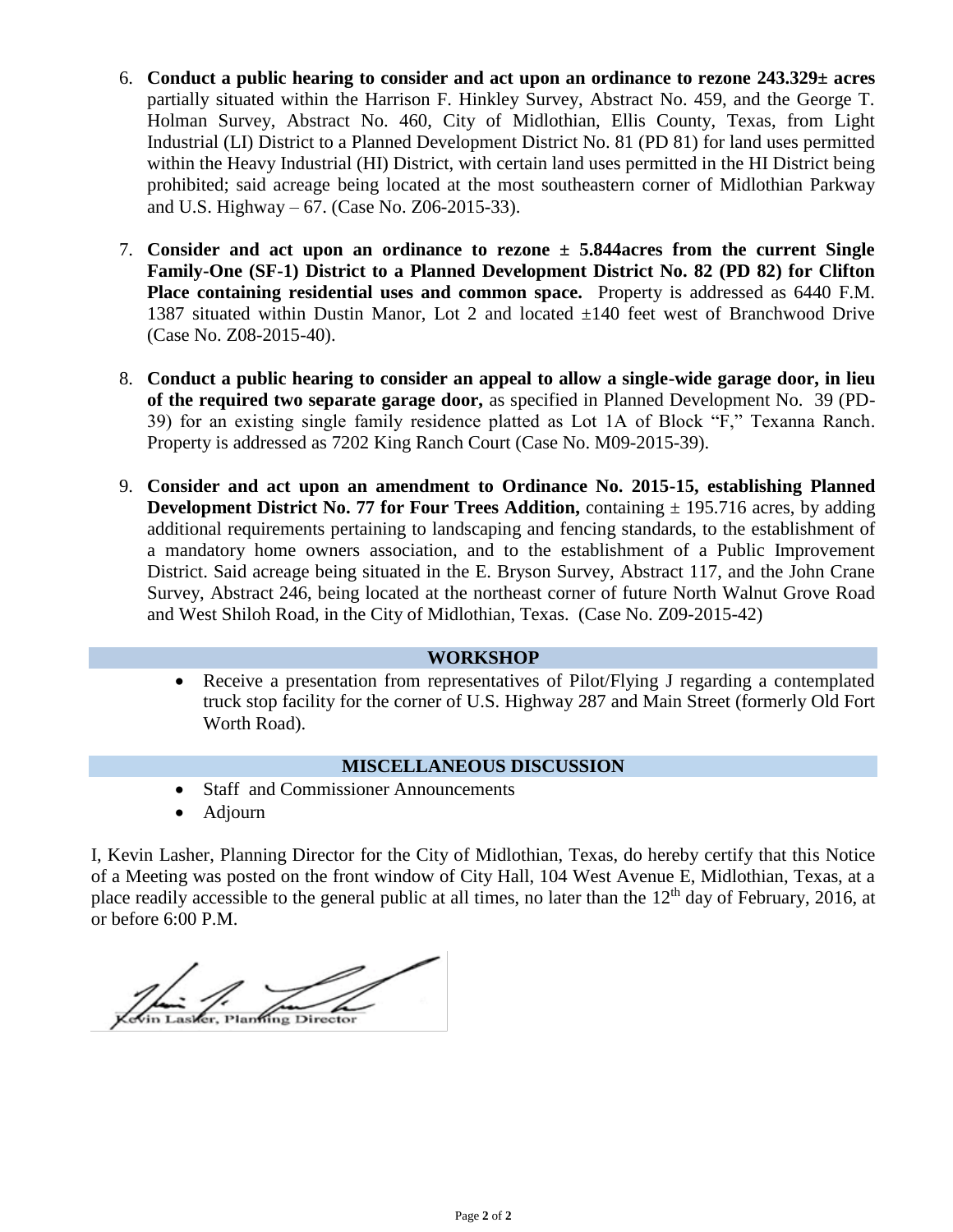6. **Conduct a public hearing to consider and act upon an ordinance to rezone 243.329± acres** partially situated within the Harrison F. Hinkley Survey, Abstract No. 459, and the George T. Holman Survey, Abstract No. 460, City of Midlothian, Ellis County, Texas, from Light Industrial (LI) District to a Planned Development District No. 81 (PD 81) for land uses permitted within the Heavy Industrial (HI) District, with certain land uses permitted in the HI District being prohibited; said acreage being located at the most southeastern corner of Midlothian Parkway and U.S. Highway – 67. (Case No. Z06-2015-33).

7. **Consider and act upon an ordinance to rezone ± 5.844acres from the current Single Family-One (SF-1) District to a Planned Development District No. 82 (PD 82) for Clifton Place containing residential uses and common space.** Property is addressed as 6440 F.M. 1387 situated within Dustin Manor, Lot 2 and located ±140 feet west of Branchwood Drive (Case No. Z08-2015-40).

8. **Conduct a public hearing to consider an appeal to allow a single-wide garage door, in lieu of the required two separate garage door,** as specified in Planned Development No. 39 (PD-39) for an existing single family residence platted as Lot 1A of Block "F," Texanna Ranch. Property is addressed as 7202 King Ranch Court (Case No. M09-2015-39).

9. **Consider and act upon an amendment to Ordinance No. 2015-15, establishing Planned Development District No. 77 for Four Trees Addition,** containing ± 195.716 acres, by adding additional requirements pertaining to landscaping and fencing standards, to the establishment of a mandatory home owners association, and to the establishment of a Public Improvement District. Said acreage being situated in the E. Bryson Survey, Abstract 117, and the John Crane Survey, Abstract 246, being located at the northeast corner of future North Walnut Grove Road and West Shiloh Road, in the City of Midlothian, Texas. (Case No. Z09-2015-42)

## WORKSHOP

- Receive a presentation from representatives of Pilot/Flying J regarding a contemplated truck stop facility for the corner of U.S. Highway 287 and Main Street (formerly Old Fort Worth Road).

## MISCELLANEOUS DISCUSSION

- Staff and Commissioner Announcements
- Adjourn

I, Kevin Lasher, Planning Director for the City of Midlothian, Texas, do hereby certify that this Notice of a Meeting was posted on the front window of City Hall, 104 West Avenue E, Midlothian, Texas, at a place readily accessible to the general public at all times, no later than the 12th day of February, 2016, at or before 6:00 P.M.

Kevin Lasher, Planning Director